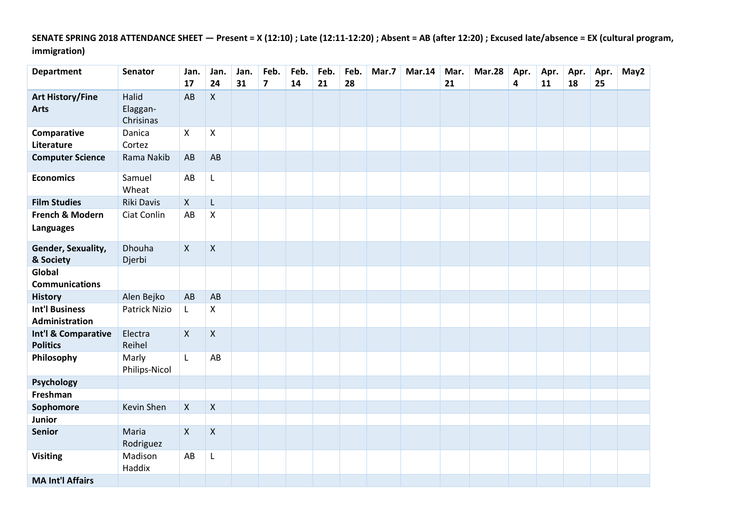**SENATE SPRING 2018 ATTENDANCE SHEET — Present = X (12:10) ; Late (12:11-12:20) ; Absent = AB (after 12:20) ; Excused late/absence = EX (cultural program, immigration)**

| Department | Senator | Jan. 17 | Jan. 24 | Jan. 31 | Feb. 7 | Feb. 14 | Feb. 21 | Feb. 28 | Mar.7 | Mar.14 | Mar. 21 | Mar.28 | Apr. 4 | Apr. 11 | Apr. 18 | Apr. 25 | May2 |
|---|---|---|---|---|---|---|---|---|---|---|---|---|---|---|---|---|---|
| **Art History/Fine Arts** | Halid Elaggan-Chrisinas | AB | X | | | | | | | | | | | | | | |
| **Comparative Literature** | Danica Cortez | X | X | | | | | | | | | | | | | | |
| **Computer Science** | Rama Nakib | AB | AB | | | | | | | | | | | | | | |
| **Economics** | Samuel Wheat | AB | L | | | | | | | | | | | | | | |
| **Film Studies** | Riki Davis | X | L | | | | | | | | | | | | | | |
| **French & Modern Languages** | Ciat Conlin | AB | X | | | | | | | | | | | | | | |
| **Gender, Sexuality, & Society** | Dhouha Djerbi | X | X | | | | | | | | | | | | | | |
| **Global Communications** | | | | | | | | | | | | | | | | | |
| **History** | Alen Bejko | AB | AB | | | | | | | | | | | | | | |
| **Int'l Business Administration** | Patrick Nizio | L | X | | | | | | | | | | | | | | |
| **Int'l & Comparative Politics** | Electra Reihel | X | X | | | | | | | | | | | | | | |
| **Philosophy** | Marly Philips-Nicol | L | AB | | | | | | | | | | | | | | |
| **Psychology** | | | | | | | | | | | | | | | | | |
| **Freshman** | | | | | | | | | | | | | | | | | |
| **Sophomore** | Kevin Shen | X | X | | | | | | | | | | | | | | |
| **Junior** | | | | | | | | | | | | | | | | | |
| **Senior** | Maria Rodriguez | X | X | | | | | | | | | | | | | | |
| **Visiting** | Madison Haddix | AB | L | | | | | | | | | | | | | | |
| **MA Int'l Affairs** | | | | | | | | | | | | | | | | | |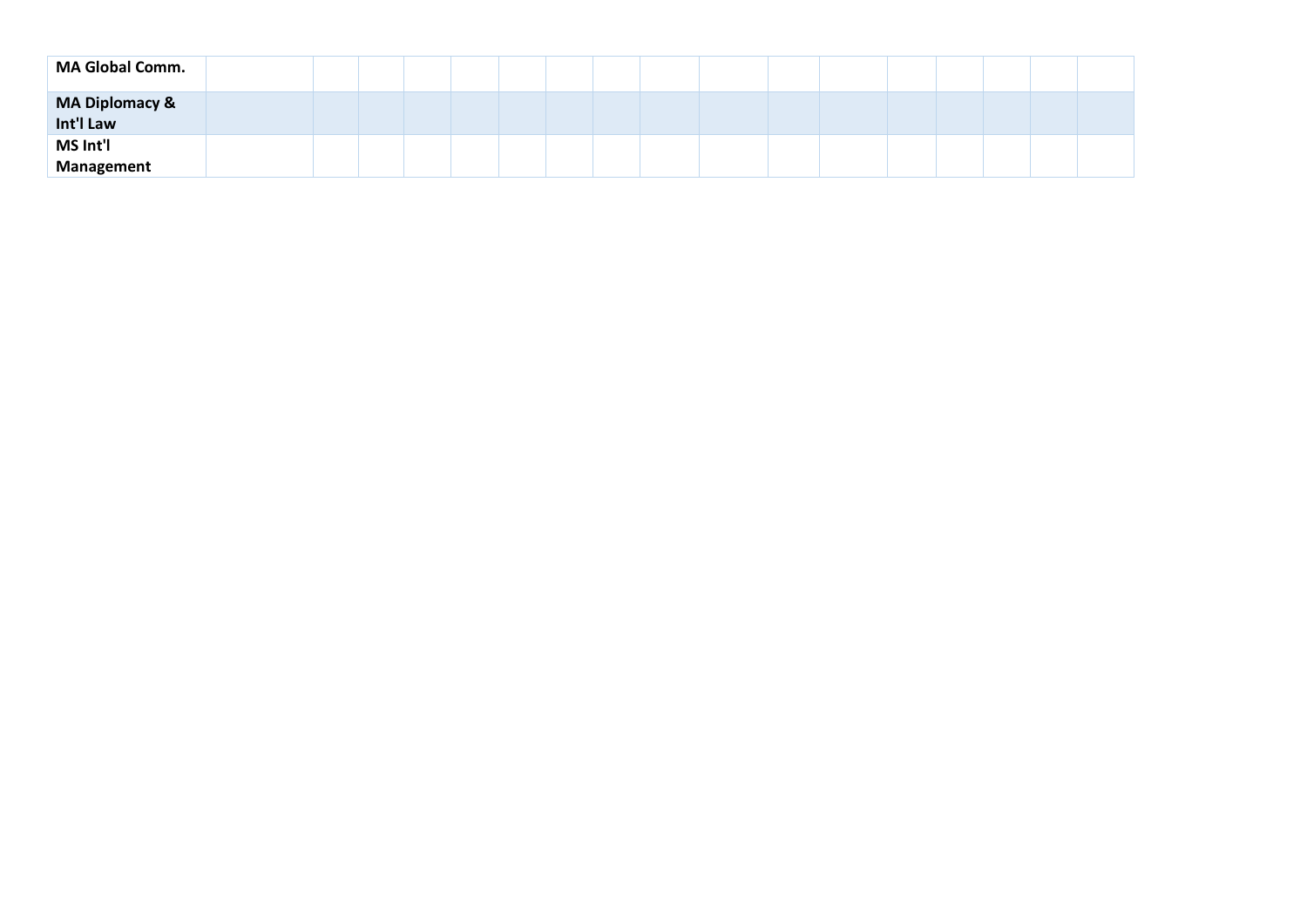| MA Global Comm. | | | | | | | | | | | | | | | | | |
|---|---|---|---|---|---|---|---|---|---|---|---|---|---|---|---|---|---|
| MA Diplomacy & Int'l Law | | | | | | | | | | | | | | | | | |
| MS Int'l Management | | | | | | | | | | | | | | | | | |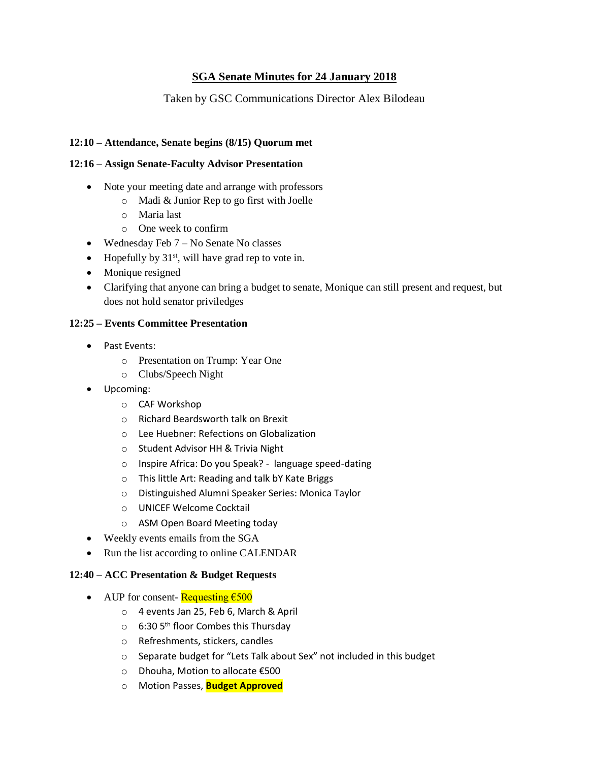## SGA Senate Minutes for 24 January 2018

Taken by GSC Communications Director Alex Bilodeau

**12:10 – Attendance, Senate begins (8/15) Quorum met**

**12:16 – Assign Senate-Faculty Advisor Presentation**

- Note your meeting date and arrange with professors
  - Madi & Junior Rep to go first with Joelle
  - Maria last
  - One week to confirm
- Wednesday Feb 7 – No Senate No classes
- Hopefully by 31st, will have grad rep to vote in.
- Monique resigned
- Clarifying that anyone can bring a budget to senate, Monique can still present and request, but does not hold senator priviledges

**12:25 – Events Committee Presentation**

- Past Events:
  - Presentation on Trump: Year One
  - Clubs/Speech Night
- Upcoming:
  - CAF Workshop
  - Richard Beardsworth talk on Brexit
  - Lee Huebner: Refections on Globalization
  - Student Advisor HH & Trivia Night
  - Inspire Africa: Do you Speak? - language speed-dating
  - This little Art: Reading and talk bY Kate Briggs
  - Distinguished Alumni Speaker Series: Monica Taylor
  - UNICEF Welcome Cocktail
  - ASM Open Board Meeting today
- Weekly events emails from the SGA
- Run the list according to online CALENDAR

**12:40 – ACC Presentation & Budget Requests**

- AUP for consent- Requesting €500
  - 4 events Jan 25, Feb 6, March & April
  - 6:30 5th floor Combes this Thursday
  - Refreshments, stickers, candles
  - Separate budget for "Lets Talk about Sex" not included in this budget
  - Dhouha, Motion to allocate €500
  - Motion Passes, **Budget Approved**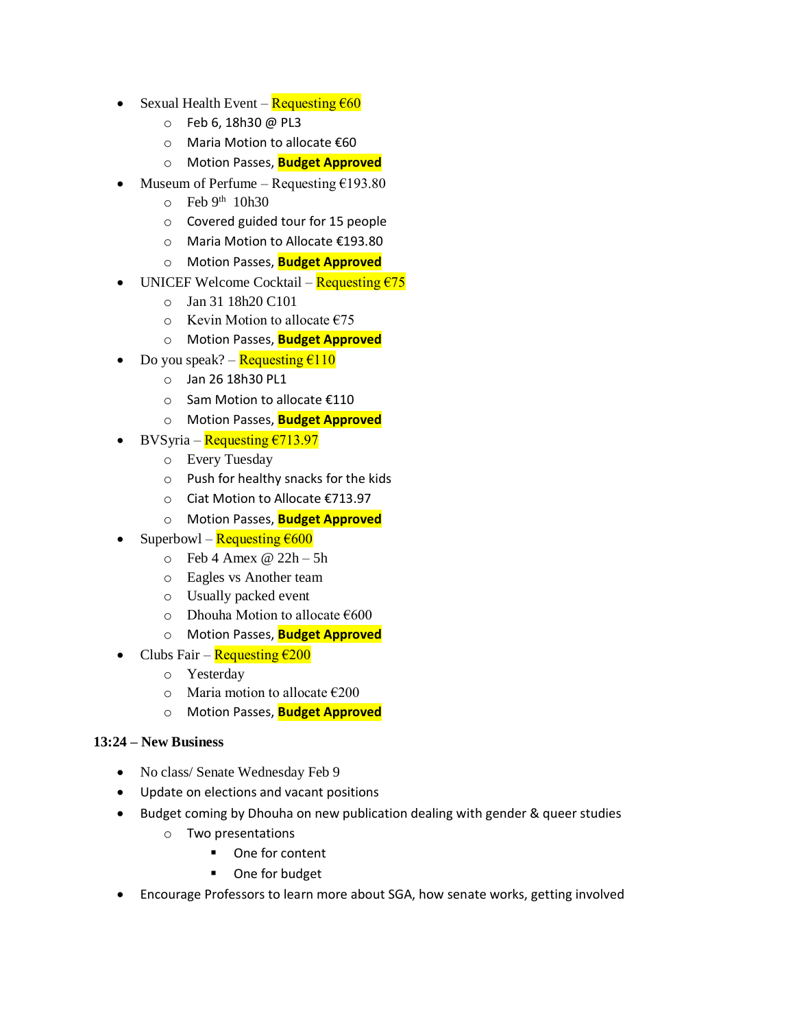- Sexual Health Event – Requesting €60
  - Feb 6, 18h30 @ PL3
  - Maria Motion to allocate €60
  - Motion Passes, **Budget Approved**
- Museum of Perfume – Requesting €193.80
  - Feb 9th 10h30
  - Covered guided tour for 15 people
  - Maria Motion to Allocate €193.80
  - Motion Passes, **Budget Approved**
- UNICEF Welcome Cocktail – Requesting €75
  - Jan 31 18h20 C101
  - Kevin Motion to allocate €75
  - Motion Passes, **Budget Approved**
- Do you speak? – Requesting €110
  - Jan 26 18h30 PL1
  - Sam Motion to allocate €110
  - Motion Passes, **Budget Approved**
- BVSyria – Requesting €713.97
  - Every Tuesday
  - Push for healthy snacks for the kids
  - Ciat Motion to Allocate €713.97
  - Motion Passes, **Budget Approved**
- Superbowl – Requesting €600
  - Feb 4 Amex @ 22h – 5h
  - Eagles vs Another team
  - Usually packed event
  - Dhouha Motion to allocate €600
  - Motion Passes, **Budget Approved**
- Clubs Fair – Requesting €200
  - Yesterday
  - Maria motion to allocate €200
  - Motion Passes, **Budget Approved**

**13:24 – New Business**

- No class/ Senate Wednesday Feb 9
- Update on elections and vacant positions
- Budget coming by Dhouha on new publication dealing with gender & queer studies
  - Two presentations
    - One for content
    - One for budget
- Encourage Professors to learn more about SGA, how senate works, getting involved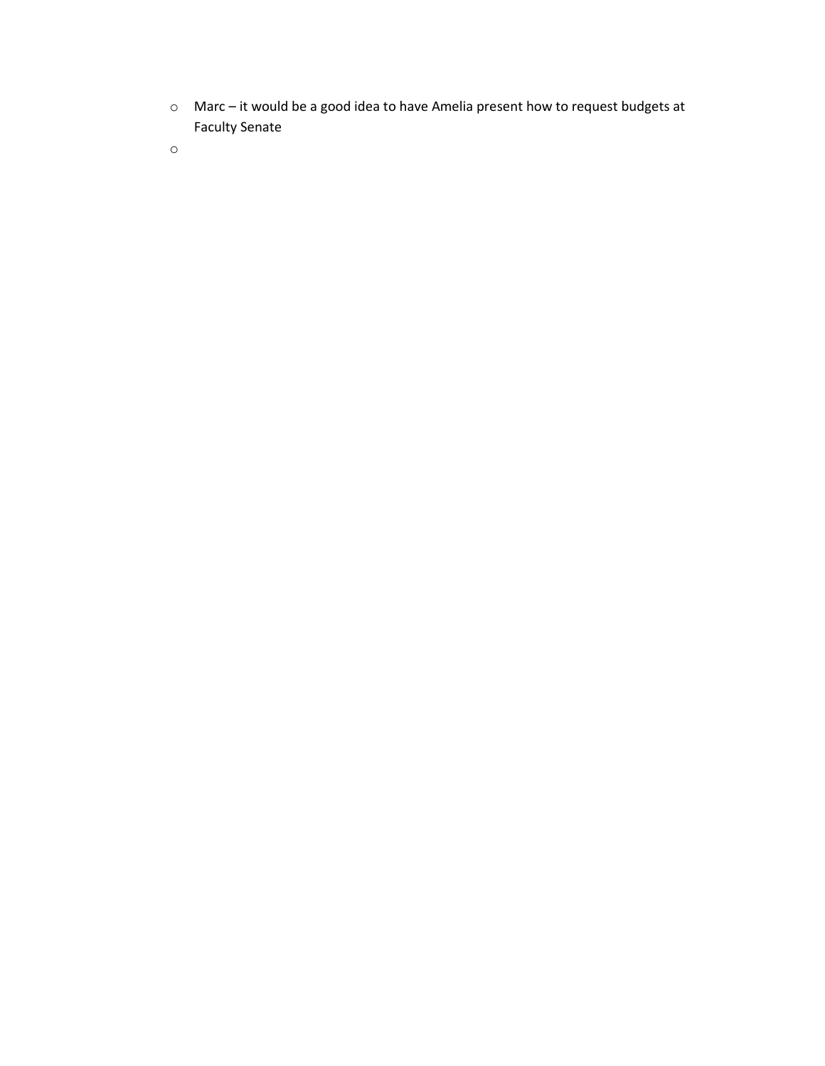- Marc – it would be a good idea to have Amelia present how to request budgets at Faculty Senate
-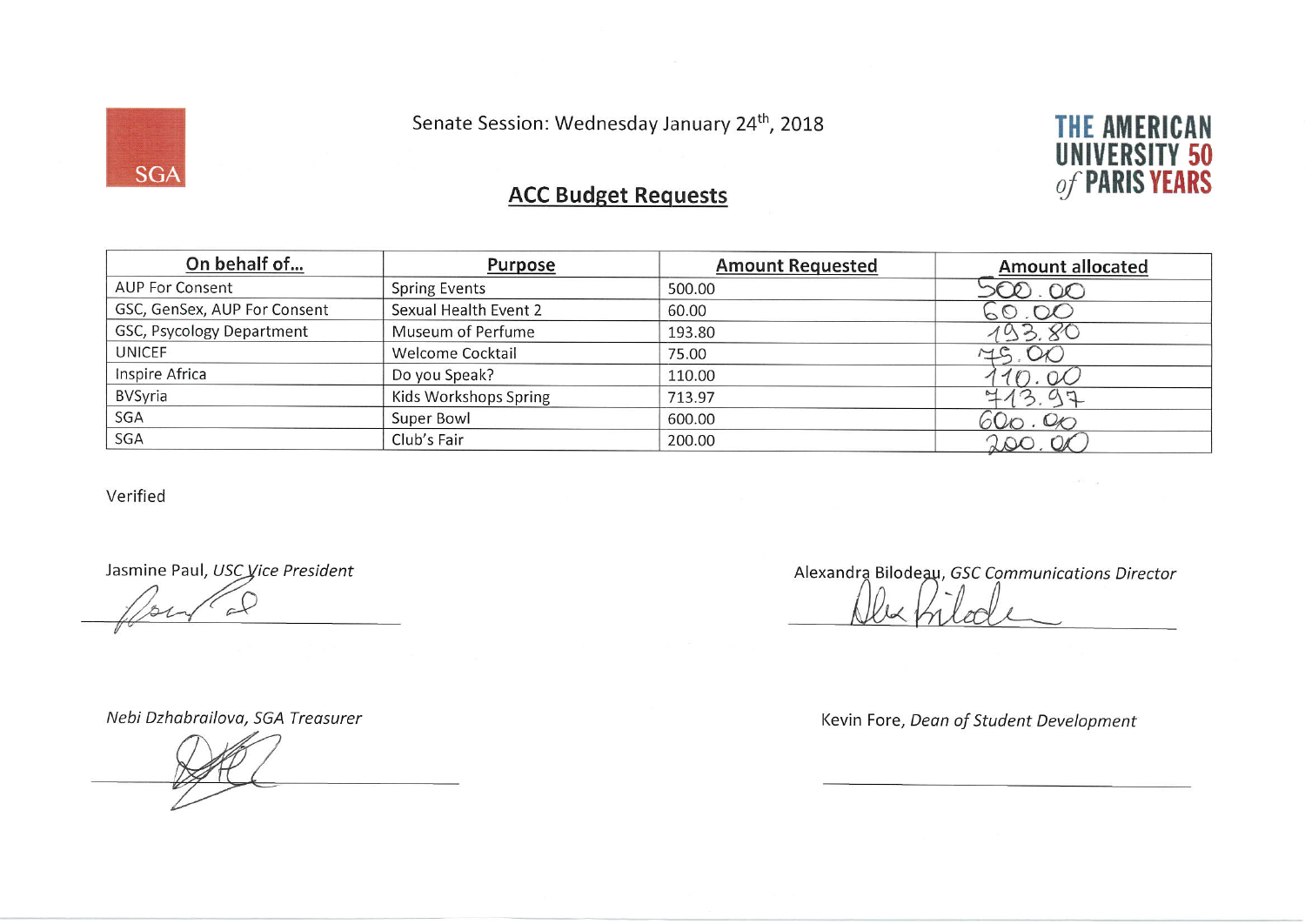SGA

Senate Session: Wednesday January 24th, 2018

THE AMERICAN UNIVERSITY of PARIS 50 YEARS

## ACC Budget Requests

| On behalf of… | Purpose | Amount Requested | Amount allocated |
| --- | --- | --- | --- |
| AUP For Consent | Spring Events | 500.00 | 500.00 |
| GSC, GenSex, AUP For Consent | Sexual Health Event 2 | 60.00 | 60.00 |
| GSC, Psycology Department | Museum of Perfume | 193.80 | 193.80 |
| UNICEF | Welcome Cocktail | 75.00 | 75.00 |
| Inspire Africa | Do you Speak? | 110.00 | 110.00 |
| BVSyria | Kids Workshops Spring | 713.97 | 713.97 |
| SGA | Super Bowl | 600.00 | 600.00 |
| SGA | Club's Fair | 200.00 | 200.00 |

Verified

Jasmine Paul, *USC Vice President*

Alexandra Bilodeau, *GSC Communications Director*

*Nebi Dzhabrailova, SGA Treasurer*

Kevin Fore, *Dean of Student Development*